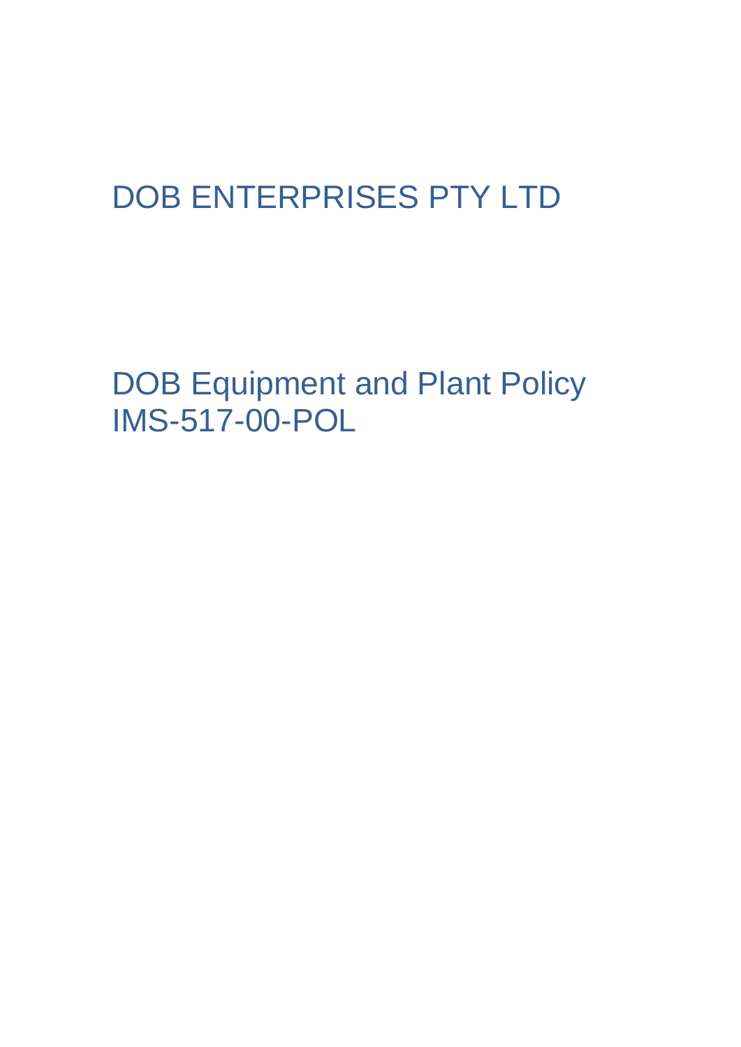# DOB ENTERPRISES PTY LTD

# DOB Equipment and Plant Policy
# IMS-517-00-POL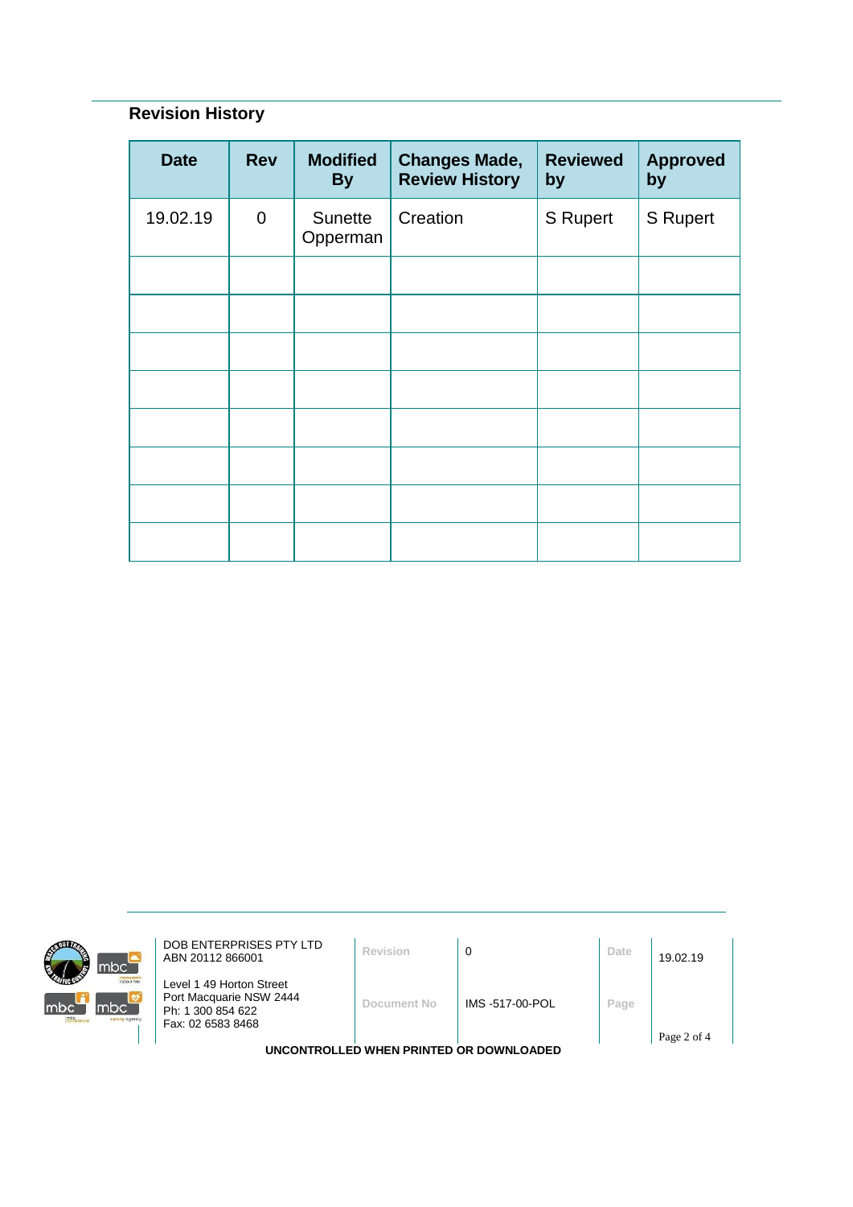## Revision History

| Date | Rev | Modified By | Changes Made, Review History | Reviewed by | Approved by |
|---|---|---|---|---|---|
| 19.02.19 | 0 | Sunette Opperman | Creation | S Rupert | S Rupert |
| | | | | | |
| | | | | | |
| | | | | | |
| | | | | | |
| | | | | | |
| | | | | | |
| | | | | | |
| | | | | | |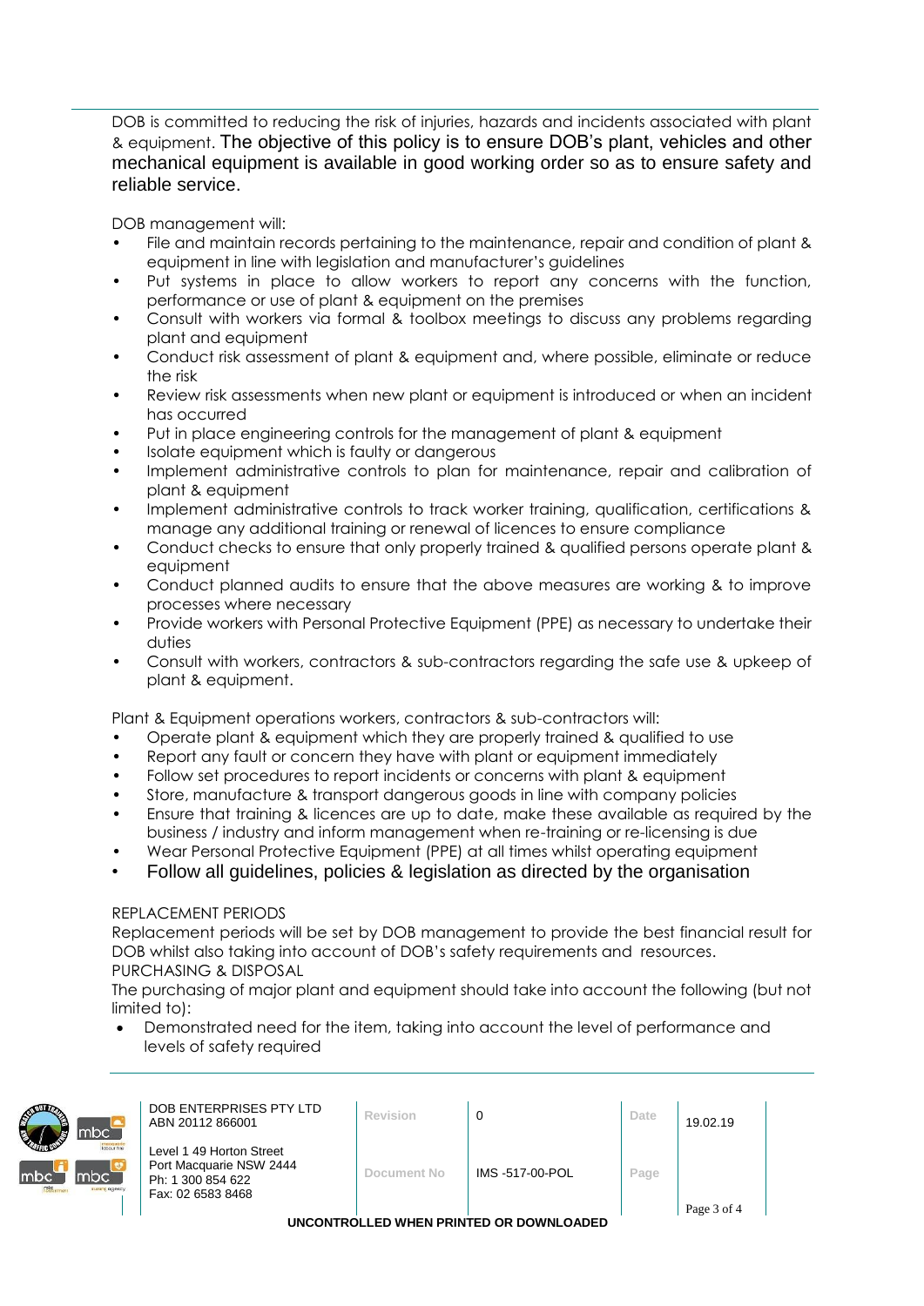DOB is committed to reducing the risk of injuries, hazards and incidents associated with plant & equipment. The objective of this policy is to ensure DOB's plant, vehicles and other mechanical equipment is available in good working order so as to ensure safety and reliable service.

DOB management will:

- File and maintain records pertaining to the maintenance, repair and condition of plant & equipment in line with legislation and manufacturer's guidelines
- Put systems in place to allow workers to report any concerns with the function, performance or use of plant & equipment on the premises
- Consult with workers via formal & toolbox meetings to discuss any problems regarding plant and equipment
- Conduct risk assessment of plant & equipment and, where possible, eliminate or reduce the risk
- Review risk assessments when new plant or equipment is introduced or when an incident has occurred
- Put in place engineering controls for the management of plant & equipment
- Isolate equipment which is faulty or dangerous
- Implement administrative controls to plan for maintenance, repair and calibration of plant & equipment
- Implement administrative controls to track worker training, qualification, certifications & manage any additional training or renewal of licences to ensure compliance
- Conduct checks to ensure that only properly trained & qualified persons operate plant & equipment
- Conduct planned audits to ensure that the above measures are working & to improve processes where necessary
- Provide workers with Personal Protective Equipment (PPE) as necessary to undertake their duties
- Consult with workers, contractors & sub-contractors regarding the safe use & upkeep of plant & equipment.

Plant & Equipment operations workers, contractors & sub-contractors will:

- Operate plant & equipment which they are properly trained & qualified to use
- Report any fault or concern they have with plant or equipment immediately
- Follow set procedures to report incidents or concerns with plant & equipment
- Store, manufacture & transport dangerous goods in line with company policies
- Ensure that training & licences are up to date, make these available as required by the business / industry and inform management when re-training or re-licensing is due
- Wear Personal Protective Equipment (PPE) at all times whilst operating equipment
- Follow all guidelines, policies & legislation as directed by the organisation

REPLACEMENT PERIODS

Replacement periods will be set by DOB management to provide the best financial result for DOB whilst also taking into account of DOB's safety requirements and resources.

PURCHASING & DISPOSAL

The purchasing of major plant and equipment should take into account the following (but not limited to):

- Demonstrated need for the item, taking into account the level of performance and levels of safety required

| DOB ENTERPRISES PTY LTD ABN 20112 866001 | Revision | 0 | Date | 19.02.19 |
|---|---|---|---|---|
| Level 1 49 Horton Street Port Macquarie NSW 2444 Ph: 1 300 854 622 Fax: 02 6583 8468 | Document No | IMS -517-00-POL | Page | |

UNCONTROLLED WHEN PRINTED OR DOWNLOADED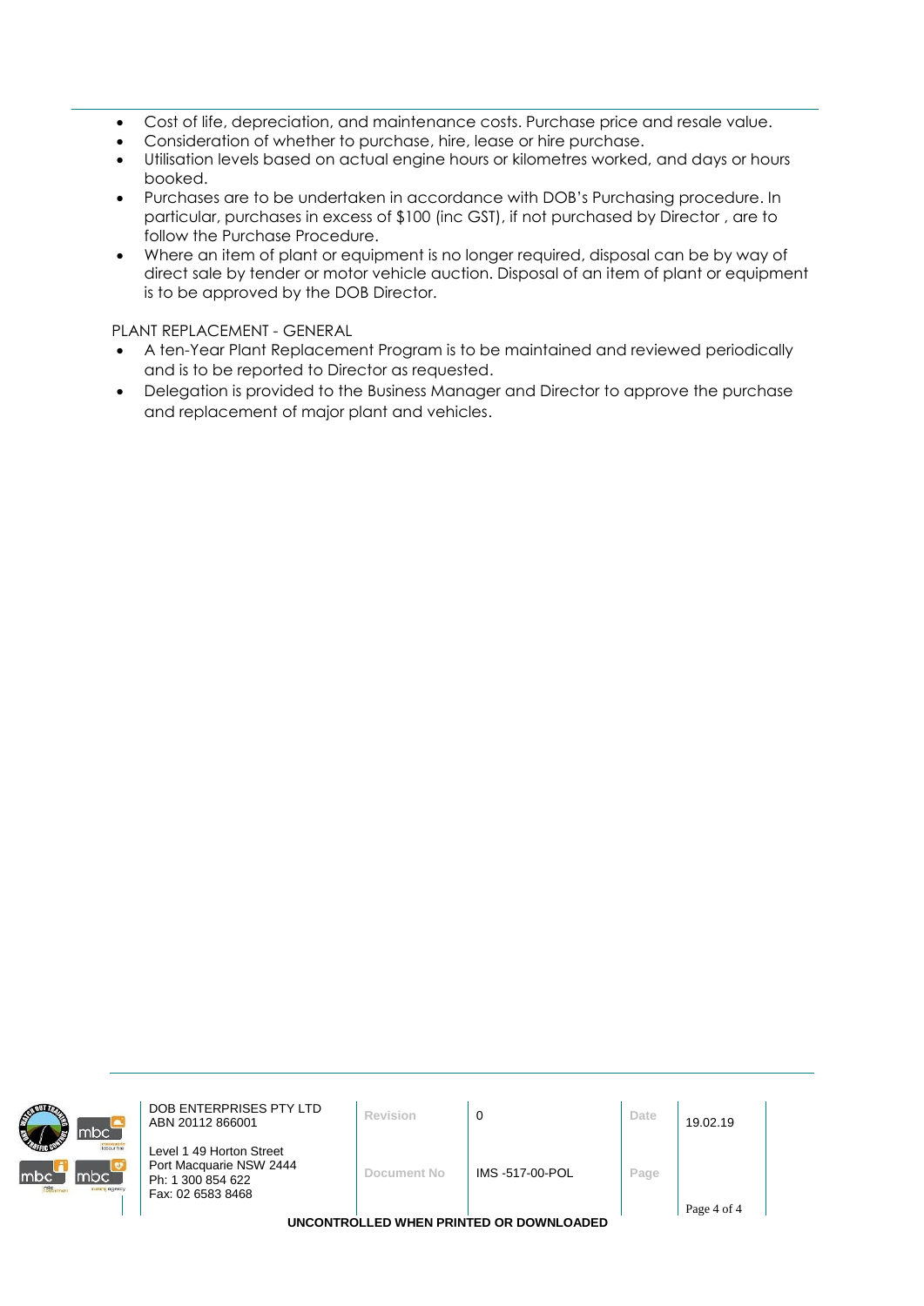- Cost of life, depreciation, and maintenance costs. Purchase price and resale value.
- Consideration of whether to purchase, hire, lease or hire purchase.
- Utilisation levels based on actual engine hours or kilometres worked, and days or hours booked.
- Purchases are to be undertaken in accordance with DOB's Purchasing procedure. In particular, purchases in excess of $100 (inc GST), if not purchased by Director , are to follow the Purchase Procedure.
- Where an item of plant or equipment is no longer required, disposal can be by way of direct sale by tender or motor vehicle auction. Disposal of an item of plant or equipment is to be approved by the DOB Director.

PLANT REPLACEMENT - GENERAL

- A ten-Year Plant Replacement Program is to be maintained and reviewed periodically and is to be reported to Director as requested.
- Delegation is provided to the Business Manager and Director to approve the purchase and replacement of major plant and vehicles.